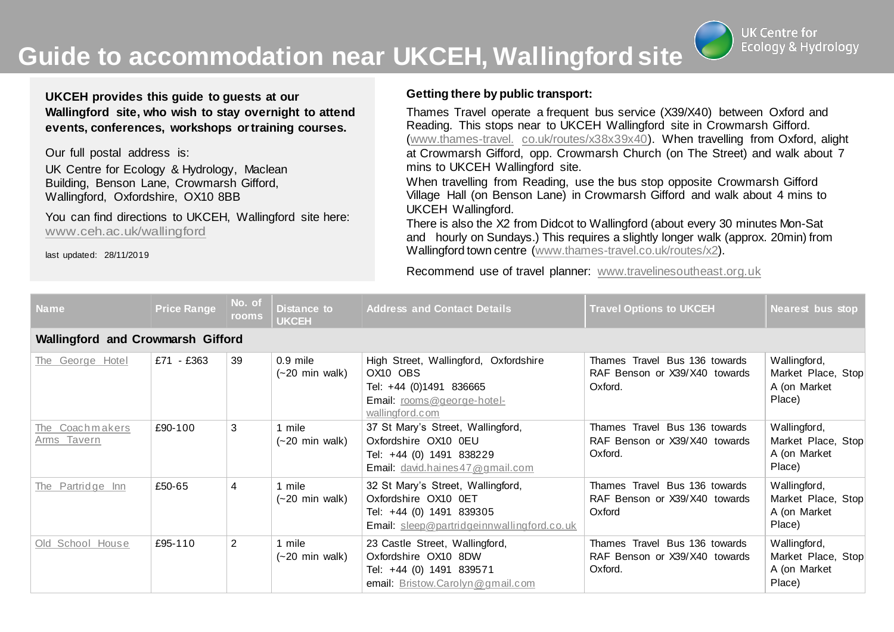# Guide to accommodation near UKCEH, Wallingford site

UK Centre for Ecology & Hydrology

**UKCEH provides this guide to guests at our Wallingford site, who wish to stay overnight to attend events, conferences, workshops or training courses.**

Our full postal address is:

UK Centre for Ecology & Hydrology, Maclean Building, Benson Lane, Crowmarsh Gifford, Wallingford, Oxfordshire, OX10 8BB

You can find directions to UKCEH, Wallingford site here: www.ceh.ac.uk/wallingford

last updated: 28/11/2019

**Getting there by public transport:**

Thames Travel operate a frequent bus service (X39/X40) between Oxford and Reading. This stops near to UKCEH Wallingford site in Crowmarsh Gifford. (www.thames-travel.co.uk/routes/x38x39x40). When travelling from Oxford, alight at Crowmarsh Gifford, opp. Crowmarsh Church (on The Street) and walk about 7 mins to UKCEH Wallingford site.

When travelling from Reading, use the bus stop opposite Crowmarsh Gifford Village Hall (on Benson Lane) in Crowmarsh Gifford and walk about 4 mins to UKCEH Wallingford.

There is also the X2 from Didcot to Wallingford (about every 30 minutes Mon-Sat and hourly on Sundays.) This requires a slightly longer walk (approx. 20min) from Wallingford town centre (www.thames-travel.co.uk/routes/x2).

Recommend use of travel planner: www.travelinesoutheast.org.uk

| Name | Price Range | No. of rooms | Distance to UKCEH | Address and Contact Details | Travel Options to UKCEH | Nearest bus stop |
|---|---|---|---|---|---|---|
| **Wallingford and Crowmarsh Gifford** | | | | | | |
| The George Hotel | £71 - £363 | 39 | 0.9 mile (~20 min walk) | High Street, Wallingford, Oxfordshire OX10 OBS<br>Tel: +44 (0)1491 836665<br>Email: rooms@george-hotel-wallingford.com | Thames Travel Bus 136 towards RAF Benson or X39/X40 towards Oxford. | Wallingford, Market Place, Stop A (on Market Place) |
| The Coachmakers Arms Tavern | £90-100 | 3 | 1 mile (~20 min walk) | 37 St Mary's Street, Wallingford, Oxfordshire OX10 0EU<br>Tel: +44 (0) 1491 838229<br>Email: david.haines47@gmail.com | Thames Travel Bus 136 towards RAF Benson or X39/X40 towards Oxford. | Wallingford, Market Place, Stop A (on Market Place) |
| The Partridge Inn | £50-65 | 4 | 1 mile (~20 min walk) | 32 St Mary's Street, Wallingford, Oxfordshire OX10 0ET<br>Tel: +44 (0) 1491 839305<br>Email: sleep@partridgeinnwallingford.co.uk | Thames Travel Bus 136 towards RAF Benson or X39/X40 towards Oxford | Wallingford, Market Place, Stop A (on Market Place) |
| Old School House | £95-110 | 2 | 1 mile (~20 min walk) | 23 Castle Street, Wallingford, Oxfordshire OX10 8DW<br>Tel: +44 (0) 1491 839571<br>email: Bristow.Carolyn@gmail.com | Thames Travel Bus 136 towards RAF Benson or X39/X40 towards Oxford. | Wallingford, Market Place, Stop A (on Market Place) |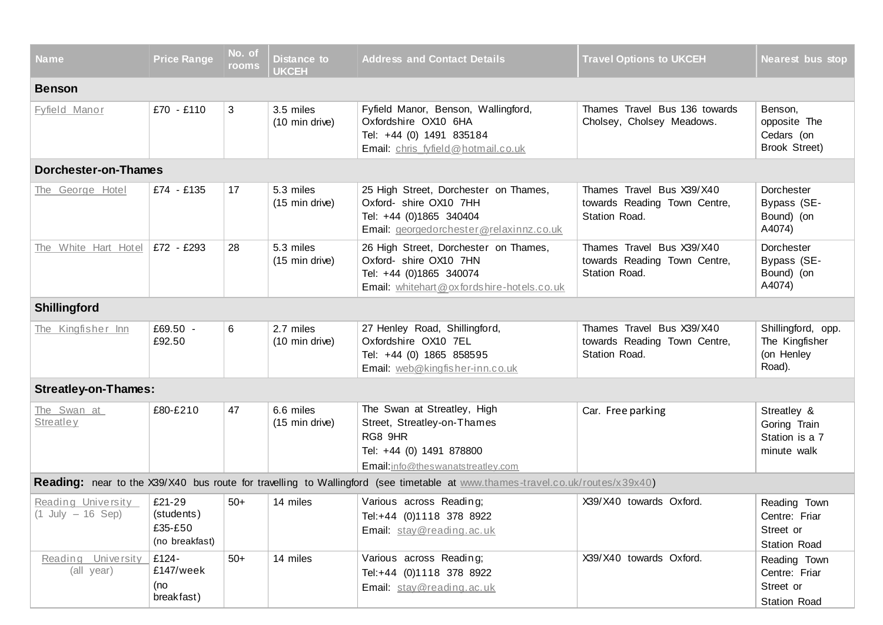| Name | Price Range | No. of rooms | Distance to UKCEH | Address and Contact Details | Travel Options to UKCEH | Nearest bus stop |
|---|---|---|---|---|---|---|
| **Benson** | | | | | | |
| Fyfield Manor | £70 - £110 | 3 | 3.5 miles (10 min drive) | Fyfield Manor, Benson, Wallingford, Oxfordshire OX10 6HA Tel: +44 (0) 1491 835184 Email: chris_fyfield@hotmail.co.uk | Thames Travel Bus 136 towards Cholsey, Cholsey Meadows. | Benson, opposite The Cedars (on Brook Street) |
| **Dorchester-on-Thames** | | | | | | |
| The George Hotel | £74 - £135 | 17 | 5.3 miles (15 min drive) | 25 High Street, Dorchester on Thames, Oxford- shire OX10 7HH Tel: +44 (0)1865 340404 Email: georgedorchester@relaxinnz.co.uk | Thames Travel Bus X39/X40 towards Reading Town Centre, Station Road. | Dorchester Bypass (SE-Bound) (on A4074) |
| The White Hart Hotel | £72 - £293 | 28 | 5.3 miles (15 min drive) | 26 High Street, Dorchester on Thames, Oxford- shire OX10 7HN Tel: +44 (0)1865 340074 Email: whitehart@oxfordshire-hotels.co.uk | Thames Travel Bus X39/X40 towards Reading Town Centre, Station Road. | Dorchester Bypass (SE-Bound) (on A4074) |
| **Shillingford** | | | | | | |
| The Kingfisher Inn | £69.50 - £92.50 | 6 | 2.7 miles (10 min drive) | 27 Henley Road, Shillingford, Oxfordshire OX10 7EL Tel: +44 (0) 1865 858595 Email: web@kingfisher-inn.co.uk | Thames Travel Bus X39/X40 towards Reading Town Centre, Station Road. | Shillingford, opp. The Kingfisher (on Henley Road). |
| **Streatley-on-Thames:** | | | | | | |
| The Swan at Streatley | £80-£210 | 47 | 6.6 miles (15 min drive) | The Swan at Streatley, High Street, Streatley-on-Thames RG8 9HR Tel: +44 (0) 1491 878800 Email:info@theswanatstreatley.com | Car. Free parking | Streatley & Goring Train Station is a 7 minute walk |
| **Reading:** near to the X39/X40 bus route for travelling to Wallingford (see timetable at www.thames-travel.co.uk/routes/x39x40) | | | | | | |
| Reading University (1 July – 16 Sep) | £21-29 (students) £35-£50 (no breakfast) | 50+ | 14 miles | Various across Reading; Tel:+44 (0)1118 378 8922 Email: stay@reading.ac.uk | X39/X40 towards Oxford. | Reading Town Centre: Friar Street or Station Road |
| Reading University (all year) | £124-£147/week (no breakfast) | 50+ | 14 miles | Various across Reading; Tel:+44 (0)1118 378 8922 Email: stay@reading.ac.uk | X39/X40 towards Oxford. | Reading Town Centre: Friar Street or Station Road |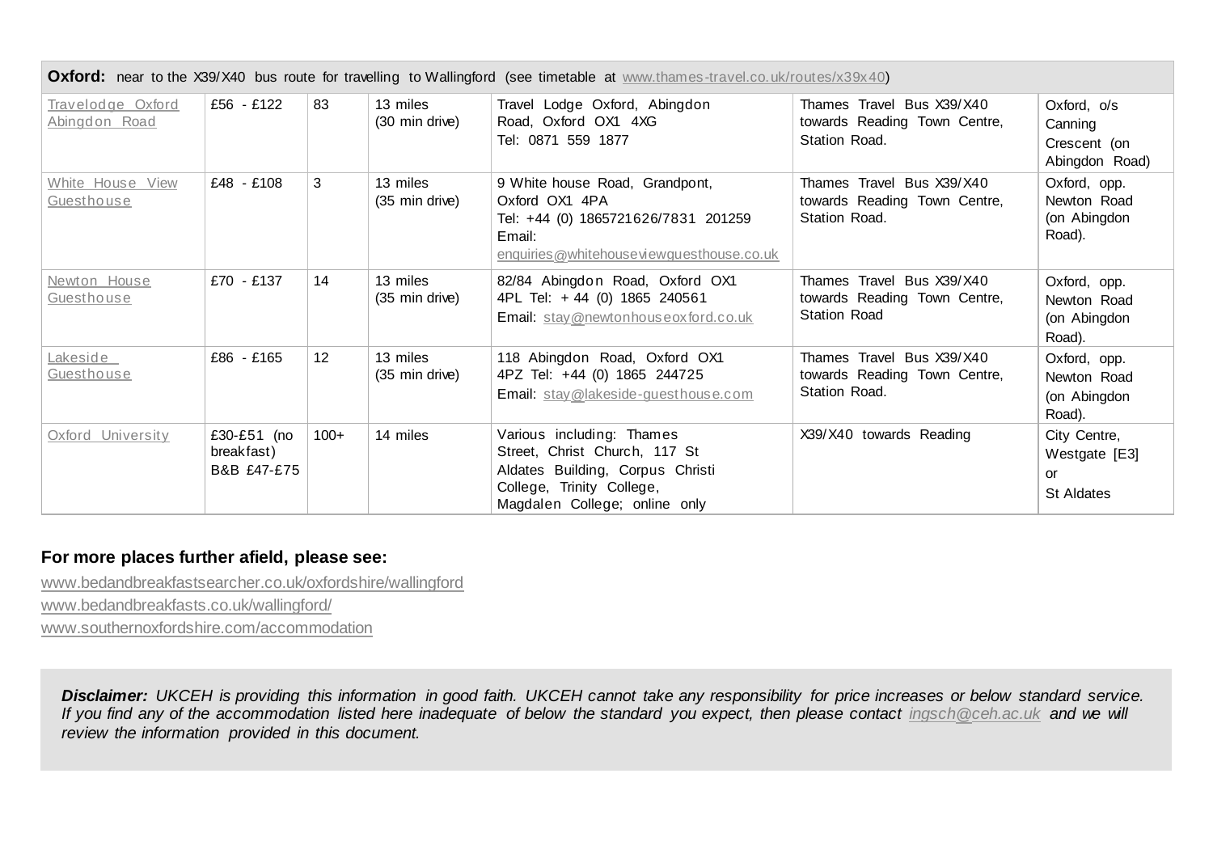| **Oxford:** near to the X39/X40 bus route for travelling to Wallingford (see timetable at www.thames-travel.co.uk/routes/x39x40) | | | | | | |
|---|---|---|---|---|---|---|
| Travelodge Oxford Abingdon Road | £56 - £122 | 83 | 13 miles (30 min drive) | Travel Lodge Oxford, Abingdon Road, Oxford OX1 4XG Tel: 0871 559 1877 | Thames Travel Bus X39/X40 towards Reading Town Centre, Station Road. | Oxford, o/s Canning Crescent (on Abingdon Road) |
| White House View Guesthouse | £48 - £108 | 3 | 13 miles (35 min drive) | 9 White house Road, Grandpont, Oxford OX1 4PA Tel: +44 (0) 1865721626/7831 201259 Email: enquiries@whitehouseviewguesthouse.co.uk | Thames Travel Bus X39/X40 towards Reading Town Centre, Station Road. | Oxford, opp. Newton Road (on Abingdon Road). |
| Newton House Guesthouse | £70 - £137 | 14 | 13 miles (35 min drive) | 82/84 Abingdon Road, Oxford OX1 4PL Tel: + 44 (0) 1865 240561 Email: stay@newtonhouseoxford.co.uk | Thames Travel Bus X39/X40 towards Reading Town Centre, Station Road | Oxford, opp. Newton Road (on Abingdon Road). |
| Lakeside Guesthouse | £86 - £165 | 12 | 13 miles (35 min drive) | 118 Abingdon Road, Oxford OX1 4PZ Tel: +44 (0) 1865 244725 Email: stay@lakeside-guesthouse.com | Thames Travel Bus X39/X40 towards Reading Town Centre, Station Road. | Oxford, opp. Newton Road (on Abingdon Road). |
| Oxford University | £30-£51 (no breakfast) B&B £47-£75 | 100+ | 14 miles | Various including: Thames Street, Christ Church, 117 St Aldates Building, Corpus Christi College, Trinity College, Magdalen College; online only | X39/X40 towards Reading | City Centre, Westgate [E3] or St Aldates |

**For more places further afield, please see:**

www.bedandbreakfastsearcher.co.uk/oxfordshire/wallingford
www.bedandbreakfasts.co.uk/wallingford/
www.southernoxfordshire.com/accommodation

***Disclaimer:*** *UKCEH is providing this information in good faith. UKCEH cannot take any responsibility for price increases or below standard service. If you find any of the accommodation listed here inadequate of below the standard you expect, then please contact ingsch@ceh.ac.uk and we will review the information provided in this document.*